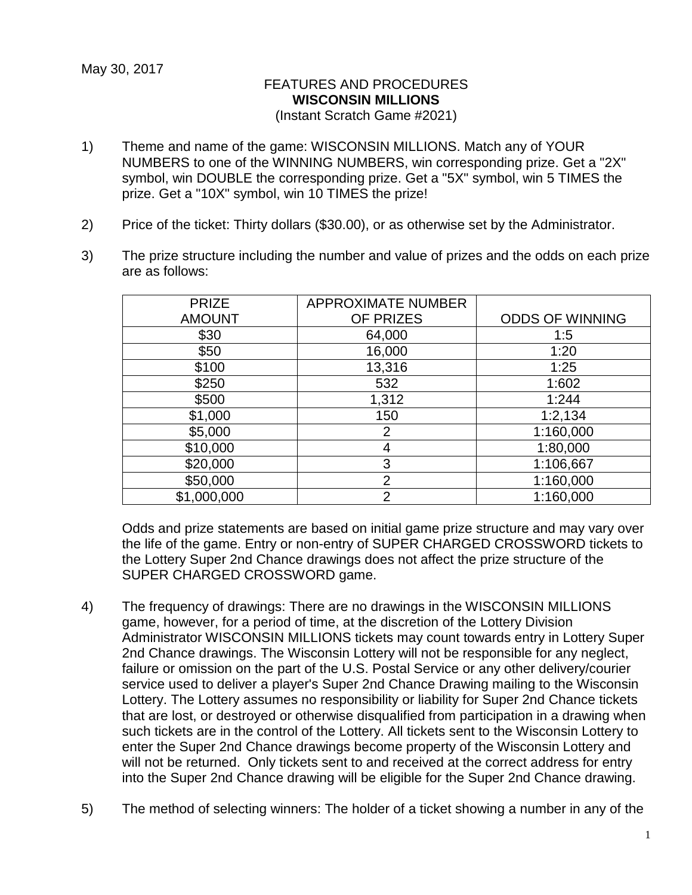May 30, 2017

FEATURES AND PROCEDURES
**WISCONSIN MILLIONS**
(Instant Scratch Game #2021)

1) Theme and name of the game: WISCONSIN MILLIONS. Match any of YOUR NUMBERS to one of the WINNING NUMBERS, win corresponding prize. Get a "2X" symbol, win DOUBLE the corresponding prize. Get a "5X" symbol, win 5 TIMES the prize. Get a "10X" symbol, win 10 TIMES the prize!

2) Price of the ticket: Thirty dollars ($30.00), or as otherwise set by the Administrator.

3) The prize structure including the number and value of prizes and the odds on each prize are as follows:

| PRIZE AMOUNT | APPROXIMATE NUMBER OF PRIZES | ODDS OF WINNING |
|---|---|---|
| $30 | 64,000 | 1:5 |
| $50 | 16,000 | 1:20 |
| $100 | 13,316 | 1:25 |
| $250 | 532 | 1:602 |
| $500 | 1,312 | 1:244 |
| $1,000 | 150 | 1:2,134 |
| $5,000 | 2 | 1:160,000 |
| $10,000 | 4 | 1:80,000 |
| $20,000 | 3 | 1:106,667 |
| $50,000 | 2 | 1:160,000 |
| $1,000,000 | 2 | 1:160,000 |

Odds and prize statements are based on initial game prize structure and may vary over the life of the game. Entry or non-entry of SUPER CHARGED CROSSWORD tickets to the Lottery Super 2nd Chance drawings does not affect the prize structure of the SUPER CHARGED CROSSWORD game.

4) The frequency of drawings: There are no drawings in the WISCONSIN MILLIONS game, however, for a period of time, at the discretion of the Lottery Division Administrator WISCONSIN MILLIONS tickets may count towards entry in Lottery Super 2nd Chance drawings. The Wisconsin Lottery will not be responsible for any neglect, failure or omission on the part of the U.S. Postal Service or any other delivery/courier service used to deliver a player's Super 2nd Chance Drawing mailing to the Wisconsin Lottery. The Lottery assumes no responsibility or liability for Super 2nd Chance tickets that are lost, or destroyed or otherwise disqualified from participation in a drawing when such tickets are in the control of the Lottery. All tickets sent to the Wisconsin Lottery to enter the Super 2nd Chance drawings become property of the Wisconsin Lottery and will not be returned. Only tickets sent to and received at the correct address for entry into the Super 2nd Chance drawing will be eligible for the Super 2nd Chance drawing.

5) The method of selecting winners: The holder of a ticket showing a number in any of the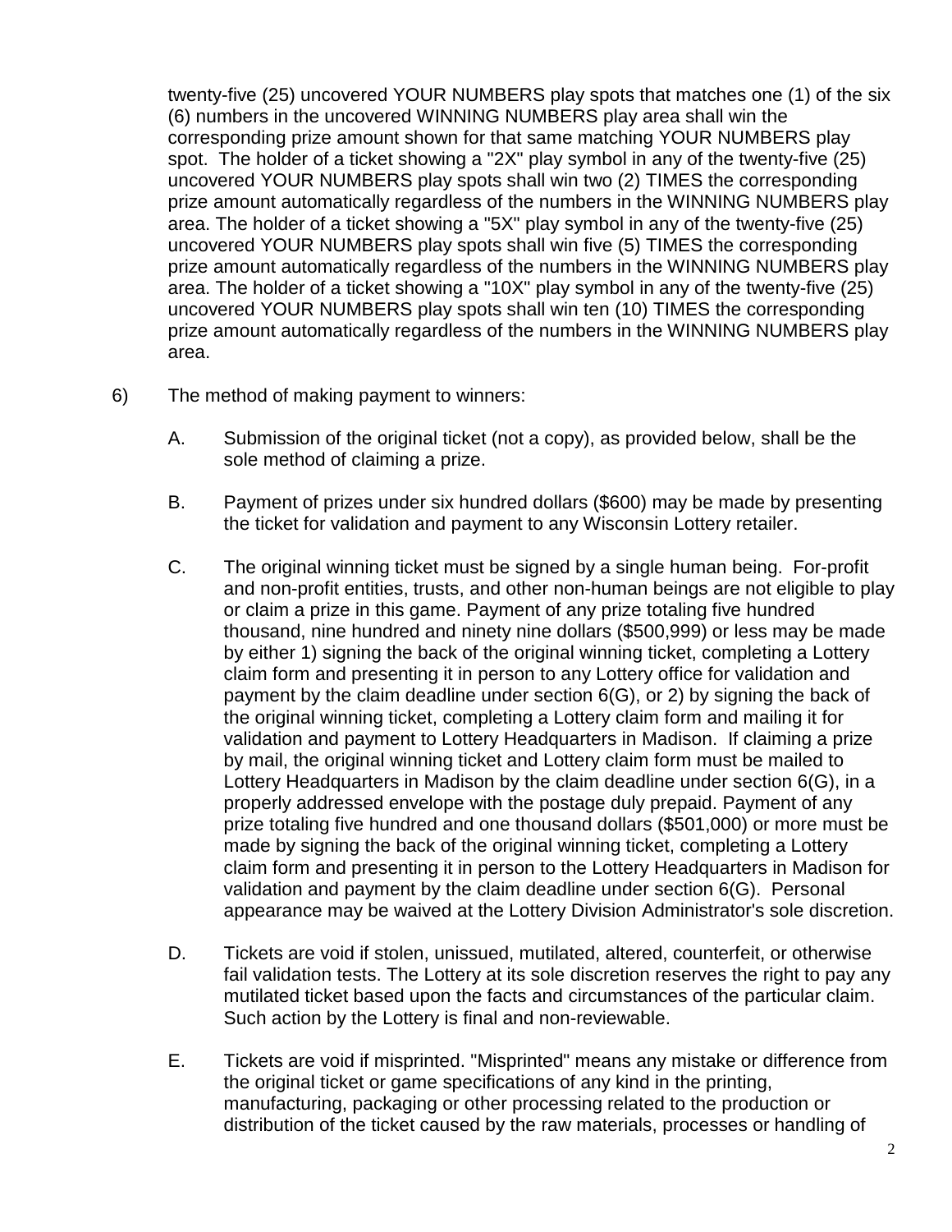twenty-five (25) uncovered YOUR NUMBERS play spots that matches one (1) of the six (6) numbers in the uncovered WINNING NUMBERS play area shall win the corresponding prize amount shown for that same matching YOUR NUMBERS play spot. The holder of a ticket showing a "2X" play symbol in any of the twenty-five (25) uncovered YOUR NUMBERS play spots shall win two (2) TIMES the corresponding prize amount automatically regardless of the numbers in the WINNING NUMBERS play area. The holder of a ticket showing a "5X" play symbol in any of the twenty-five (25) uncovered YOUR NUMBERS play spots shall win five (5) TIMES the corresponding prize amount automatically regardless of the numbers in the WINNING NUMBERS play area. The holder of a ticket showing a "10X" play symbol in any of the twenty-five (25) uncovered YOUR NUMBERS play spots shall win ten (10) TIMES the corresponding prize amount automatically regardless of the numbers in the WINNING NUMBERS play area.

6) The method of making payment to winners:

A. Submission of the original ticket (not a copy), as provided below, shall be the sole method of claiming a prize.

B. Payment of prizes under six hundred dollars ($600) may be made by presenting the ticket for validation and payment to any Wisconsin Lottery retailer.

C. The original winning ticket must be signed by a single human being. For-profit and non-profit entities, trusts, and other non-human beings are not eligible to play or claim a prize in this game. Payment of any prize totaling five hundred thousand, nine hundred and ninety nine dollars ($500,999) or less may be made by either 1) signing the back of the original winning ticket, completing a Lottery claim form and presenting it in person to any Lottery office for validation and payment by the claim deadline under section 6(G), or 2) by signing the back of the original winning ticket, completing a Lottery claim form and mailing it for validation and payment to Lottery Headquarters in Madison. If claiming a prize by mail, the original winning ticket and Lottery claim form must be mailed to Lottery Headquarters in Madison by the claim deadline under section 6(G), in a properly addressed envelope with the postage duly prepaid. Payment of any prize totaling five hundred and one thousand dollars ($501,000) or more must be made by signing the back of the original winning ticket, completing a Lottery claim form and presenting it in person to the Lottery Headquarters in Madison for validation and payment by the claim deadline under section 6(G). Personal appearance may be waived at the Lottery Division Administrator's sole discretion.

D. Tickets are void if stolen, unissued, mutilated, altered, counterfeit, or otherwise fail validation tests. The Lottery at its sole discretion reserves the right to pay any mutilated ticket based upon the facts and circumstances of the particular claim. Such action by the Lottery is final and non-reviewable.

E. Tickets are void if misprinted. "Misprinted" means any mistake or difference from the original ticket or game specifications of any kind in the printing, manufacturing, packaging or other processing related to the production or distribution of the ticket caused by the raw materials, processes or handling of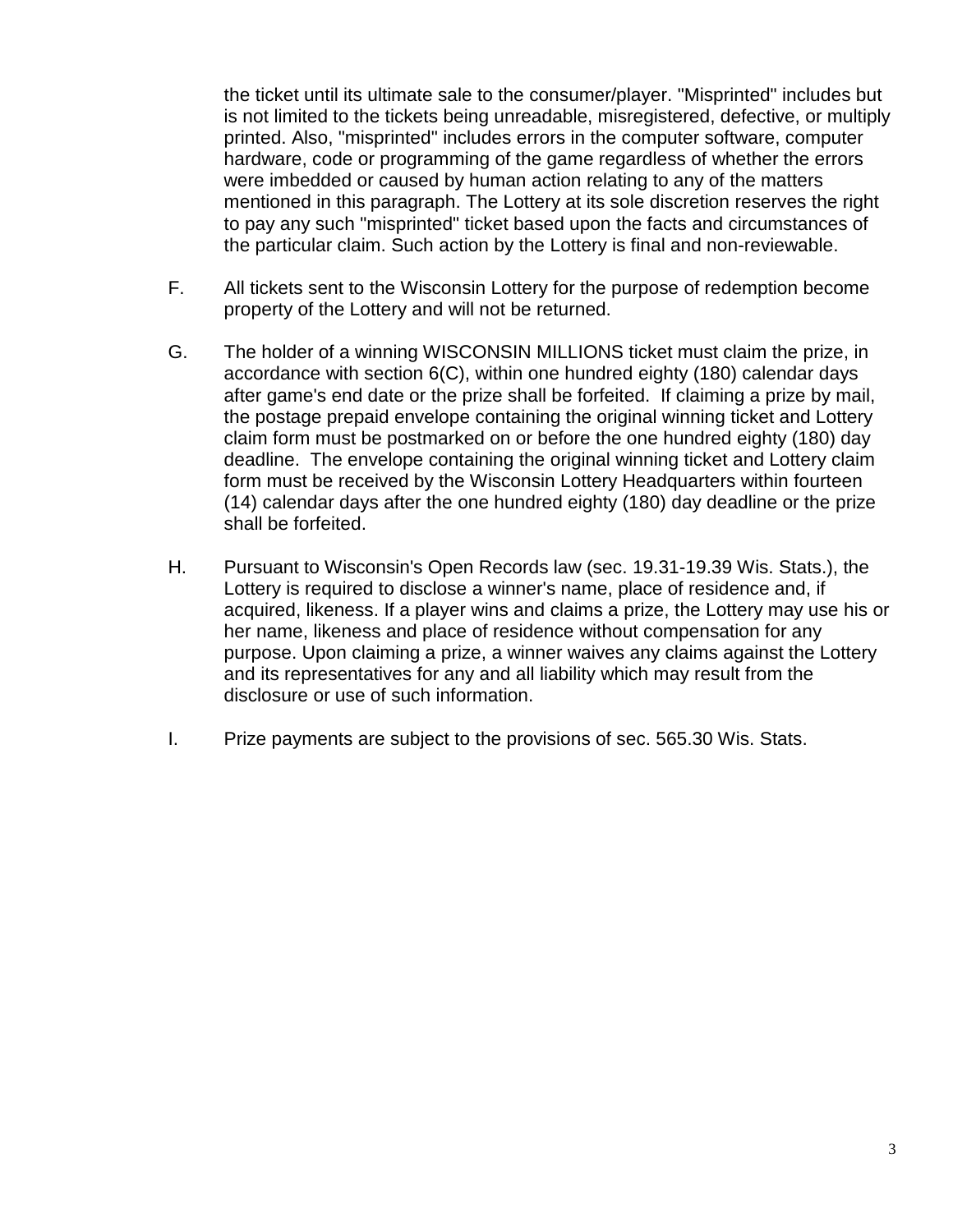the ticket until its ultimate sale to the consumer/player. "Misprinted" includes but is not limited to the tickets being unreadable, misregistered, defective, or multiply printed. Also, "misprinted" includes errors in the computer software, computer hardware, code or programming of the game regardless of whether the errors were imbedded or caused by human action relating to any of the matters mentioned in this paragraph. The Lottery at its sole discretion reserves the right to pay any such "misprinted" ticket based upon the facts and circumstances of the particular claim. Such action by the Lottery is final and non-reviewable.

F. All tickets sent to the Wisconsin Lottery for the purpose of redemption become property of the Lottery and will not be returned.

G. The holder of a winning WISCONSIN MILLIONS ticket must claim the prize, in accordance with section 6(C), within one hundred eighty (180) calendar days after game's end date or the prize shall be forfeited. If claiming a prize by mail, the postage prepaid envelope containing the original winning ticket and Lottery claim form must be postmarked on or before the one hundred eighty (180) day deadline. The envelope containing the original winning ticket and Lottery claim form must be received by the Wisconsin Lottery Headquarters within fourteen (14) calendar days after the one hundred eighty (180) day deadline or the prize shall be forfeited.

H. Pursuant to Wisconsin's Open Records law (sec. 19.31-19.39 Wis. Stats.), the Lottery is required to disclose a winner's name, place of residence and, if acquired, likeness. If a player wins and claims a prize, the Lottery may use his or her name, likeness and place of residence without compensation for any purpose. Upon claiming a prize, a winner waives any claims against the Lottery and its representatives for any and all liability which may result from the disclosure or use of such information.

I. Prize payments are subject to the provisions of sec. 565.30 Wis. Stats.